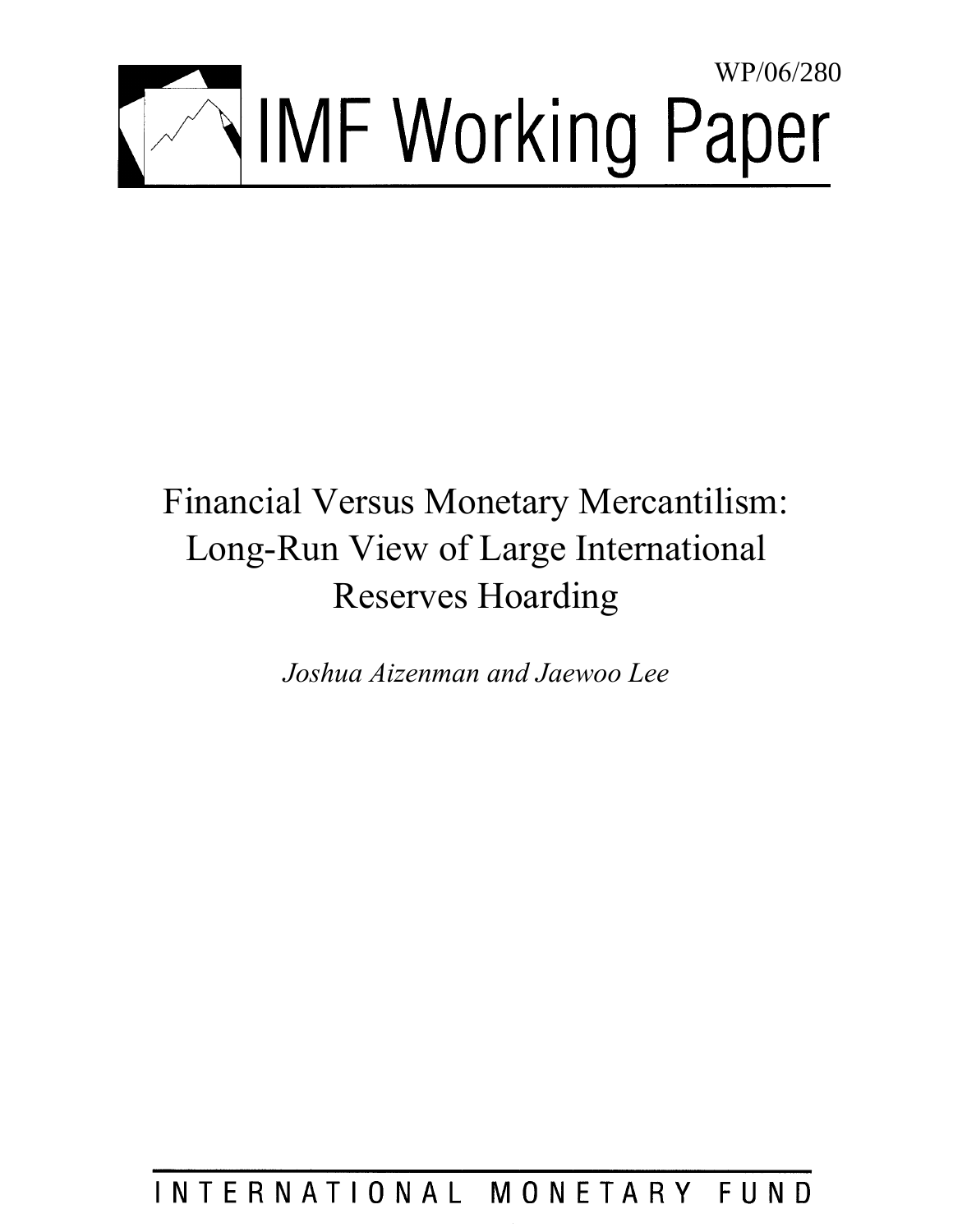WP/06/280

# IMF Working Paper

# Financial Versus Monetary Mercantilism: Long-Run View of Large International Reserves Hoarding

*Joshua Aizenman and Jaewoo Lee*

INTERNATIONAL MONETARY FUND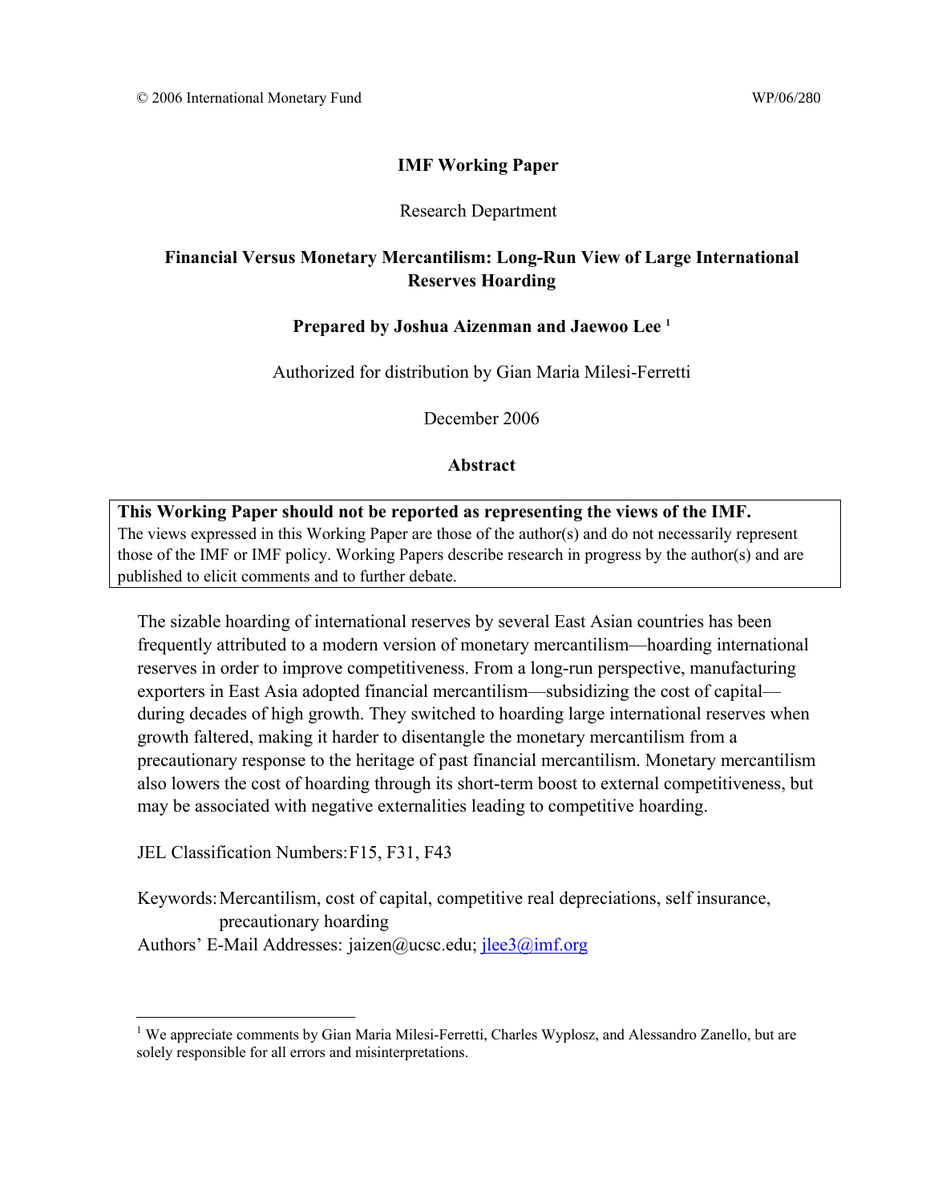© 2006 International Monetary Fund WP/06/280

**IMF Working Paper**

Research Department

**Financial Versus Monetary Mercantilism: Long-Run View of Large International Reserves Hoarding**

**Prepared by Joshua Aizenman and Jaewoo Lee [1]**

Authorized for distribution by Gian Maria Milesi-Ferretti

December 2006

**Abstract**

**This Working Paper should not be reported as representing the views of the IMF.**
The views expressed in this Working Paper are those of the author(s) and do not necessarily represent those of the IMF or IMF policy. Working Papers describe research in progress by the author(s) and are published to elicit comments and to further debate.

The sizable hoarding of international reserves by several East Asian countries has been frequently attributed to a modern version of monetary mercantilism—hoarding international reserves in order to improve competitiveness. From a long-run perspective, manufacturing exporters in East Asia adopted financial mercantilism—subsidizing the cost of capital—during decades of high growth. They switched to hoarding large international reserves when growth faltered, making it harder to disentangle the monetary mercantilism from a precautionary response to the heritage of past financial mercantilism. Monetary mercantilism also lowers the cost of hoarding through its short-term boost to external competitiveness, but may be associated with negative externalities leading to competitive hoarding.

JEL Classification Numbers: F15, F31, F43

Keywords: Mercantilism, cost of capital, competitive real depreciations, self insurance, precautionary hoarding

Authors' E-Mail Addresses: jaizen@ucsc.edu; jlee3@imf.org

---

[1] We appreciate comments by Gian Maria Milesi-Ferretti, Charles Wyplosz, and Alessandro Zanello, but are solely responsible for all errors and misinterpretations.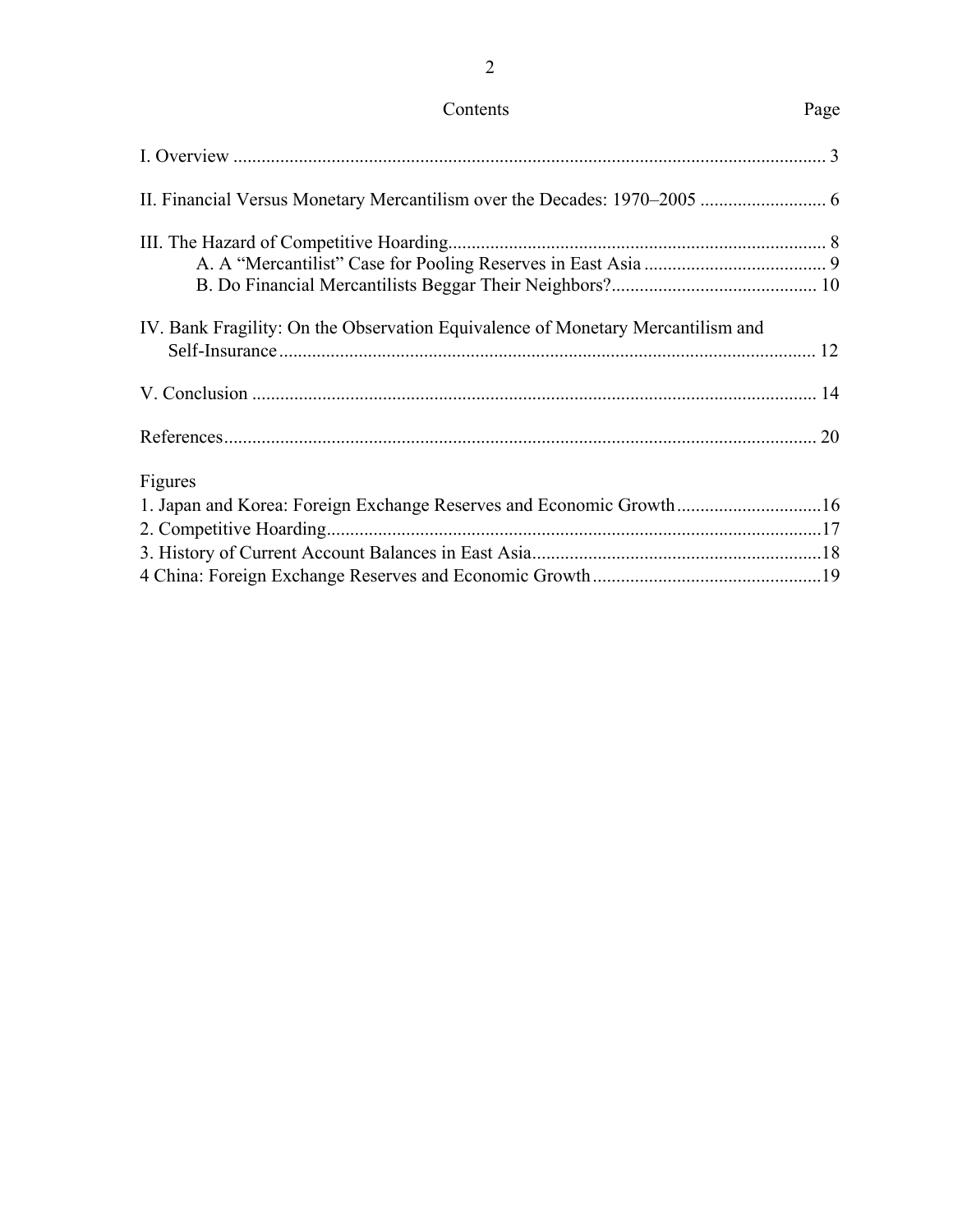Contents | Page

I. Overview ... 3

II. Financial Versus Monetary Mercantilism over the Decades: 1970–2005 ... 6

III. The Hazard of Competitive Hoarding ... 8
  A. A "Mercantilist" Case for Pooling Reserves in East Asia ... 9
  B. Do Financial Mercantilists Beggar Their Neighbors? ... 10

IV. Bank Fragility: On the Observation Equivalence of Monetary Mercantilism and Self-Insurance ... 12

V. Conclusion ... 14

References ... 20

Figures
1. Japan and Korea: Foreign Exchange Reserves and Economic Growth ... 16
2. Competitive Hoarding ... 17
3. History of Current Account Balances in East Asia ... 18
4 China: Foreign Exchange Reserves and Economic Growth ... 19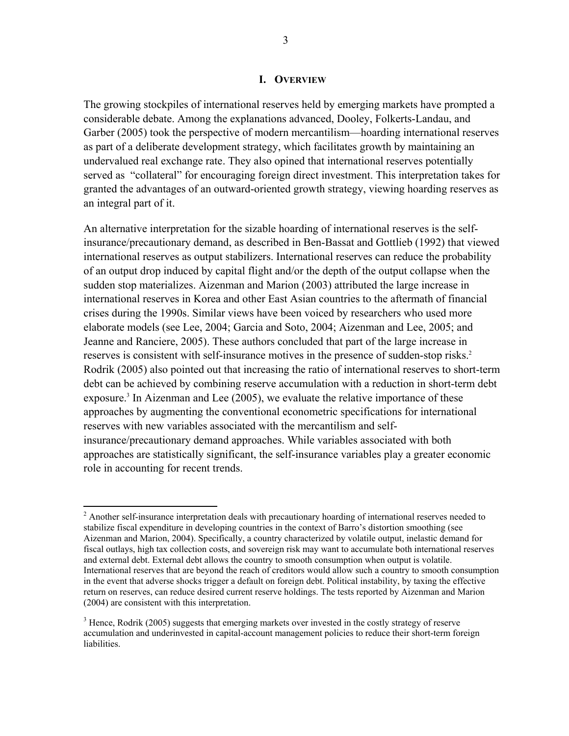## I. OVERVIEW

The growing stockpiles of international reserves held by emerging markets have prompted a considerable debate. Among the explanations advanced, Dooley, Folkerts-Landau, and Garber (2005) took the perspective of modern mercantilism—hoarding international reserves as part of a deliberate development strategy, which facilitates growth by maintaining an undervalued real exchange rate. They also opined that international reserves potentially served as "collateral" for encouraging foreign direct investment. This interpretation takes for granted the advantages of an outward-oriented growth strategy, viewing hoarding reserves as an integral part of it.

An alternative interpretation for the sizable hoarding of international reserves is the self-insurance/precautionary demand, as described in Ben-Bassat and Gottlieb (1992) that viewed international reserves as output stabilizers. International reserves can reduce the probability of an output drop induced by capital flight and/or the depth of the output collapse when the sudden stop materializes. Aizenman and Marion (2003) attributed the large increase in international reserves in Korea and other East Asian countries to the aftermath of financial crises during the 1990s. Similar views have been voiced by researchers who used more elaborate models (see Lee, 2004; Garcia and Soto, 2004; Aizenman and Lee, 2005; and Jeanne and Ranciere, 2005). These authors concluded that part of the large increase in reserves is consistent with self-insurance motives in the presence of sudden-stop risks.[2] Rodrik (2005) also pointed out that increasing the ratio of international reserves to short-term debt can be achieved by combining reserve accumulation with a reduction in short-term debt exposure.[3] In Aizenman and Lee (2005), we evaluate the relative importance of these approaches by augmenting the conventional econometric specifications for international reserves with new variables associated with the mercantilism and self-insurance/precautionary demand approaches. While variables associated with both approaches are statistically significant, the self-insurance variables play a greater economic role in accounting for recent trends.

---

[2] Another self-insurance interpretation deals with precautionary hoarding of international reserves needed to stabilize fiscal expenditure in developing countries in the context of Barro's distortion smoothing (see Aizenman and Marion, 2004). Specifically, a country characterized by volatile output, inelastic demand for fiscal outlays, high tax collection costs, and sovereign risk may want to accumulate both international reserves and external debt. External debt allows the country to smooth consumption when output is volatile. International reserves that are beyond the reach of creditors would allow such a country to smooth consumption in the event that adverse shocks trigger a default on foreign debt. Political instability, by taxing the effective return on reserves, can reduce desired current reserve holdings. The tests reported by Aizenman and Marion (2004) are consistent with this interpretation.

[3] Hence, Rodrik (2005) suggests that emerging markets over invested in the costly strategy of reserve accumulation and underinvested in capital-account management policies to reduce their short-term foreign liabilities.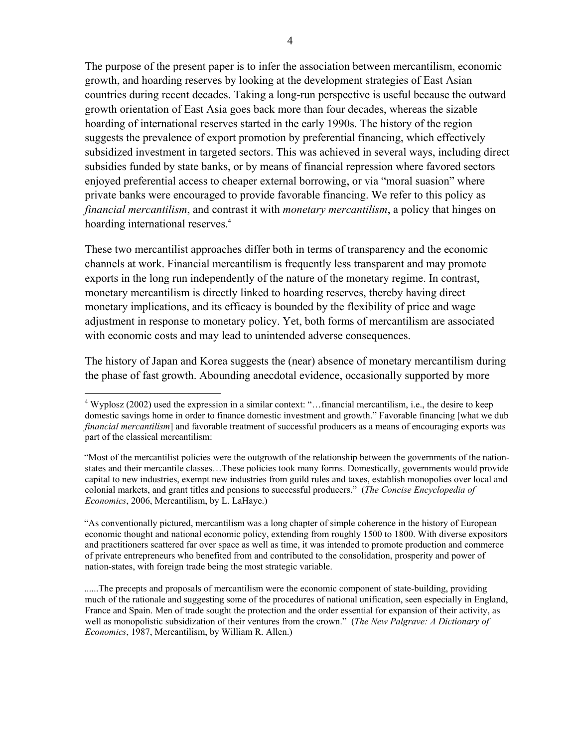The purpose of the present paper is to infer the association between mercantilism, economic growth, and hoarding reserves by looking at the development strategies of East Asian countries during recent decades. Taking a long-run perspective is useful because the outward growth orientation of East Asia goes back more than four decades, whereas the sizable hoarding of international reserves started in the early 1990s. The history of the region suggests the prevalence of export promotion by preferential financing, which effectively subsidized investment in targeted sectors. This was achieved in several ways, including direct subsidies funded by state banks, or by means of financial repression where favored sectors enjoyed preferential access to cheaper external borrowing, or via "moral suasion" where private banks were encouraged to provide favorable financing. We refer to this policy as *financial mercantilism*, and contrast it with *monetary mercantilism*, a policy that hinges on hoarding international reserves.[4]

These two mercantilist approaches differ both in terms of transparency and the economic channels at work. Financial mercantilism is frequently less transparent and may promote exports in the long run independently of the nature of the monetary regime. In contrast, monetary mercantilism is directly linked to hoarding reserves, thereby having direct monetary implications, and its efficacy is bounded by the flexibility of price and wage adjustment in response to monetary policy. Yet, both forms of mercantilism are associated with economic costs and may lead to unintended adverse consequences.

The history of Japan and Korea suggests the (near) absence of monetary mercantilism during the phase of fast growth. Abounding anecdotal evidence, occasionally supported by more

---

[4] Wyplosz (2002) used the expression in a similar context: "…financial mercantilism, i.e., the desire to keep domestic savings home in order to finance domestic investment and growth." Favorable financing [what we dub *financial mercantilism*] and favorable treatment of successful producers as a means of encouraging exports was part of the classical mercantilism:

"Most of the mercantilist policies were the outgrowth of the relationship between the governments of the nation-states and their mercantile classes…These policies took many forms. Domestically, governments would provide capital to new industries, exempt new industries from guild rules and taxes, establish monopolies over local and colonial markets, and grant titles and pensions to successful producers." (*The Concise Encyclopedia of Economics*, 2006, Mercantilism, by L. LaHaye.)

"As conventionally pictured, mercantilism was a long chapter of simple coherence in the history of European economic thought and national economic policy, extending from roughly 1500 to 1800. With diverse expositors and practitioners scattered far over space as well as time, it was intended to promote production and commerce of private entrepreneurs who benefited from and contributed to the consolidation, prosperity and power of nation-states, with foreign trade being the most strategic variable.

......The precepts and proposals of mercantilism were the economic component of state-building, providing much of the rationale and suggesting some of the procedures of national unification, seen especially in England, France and Spain. Men of trade sought the protection and the order essential for expansion of their activity, as well as monopolistic subsidization of their ventures from the crown." (*The New Palgrave: A Dictionary of Economics*, 1987, Mercantilism, by William R. Allen.)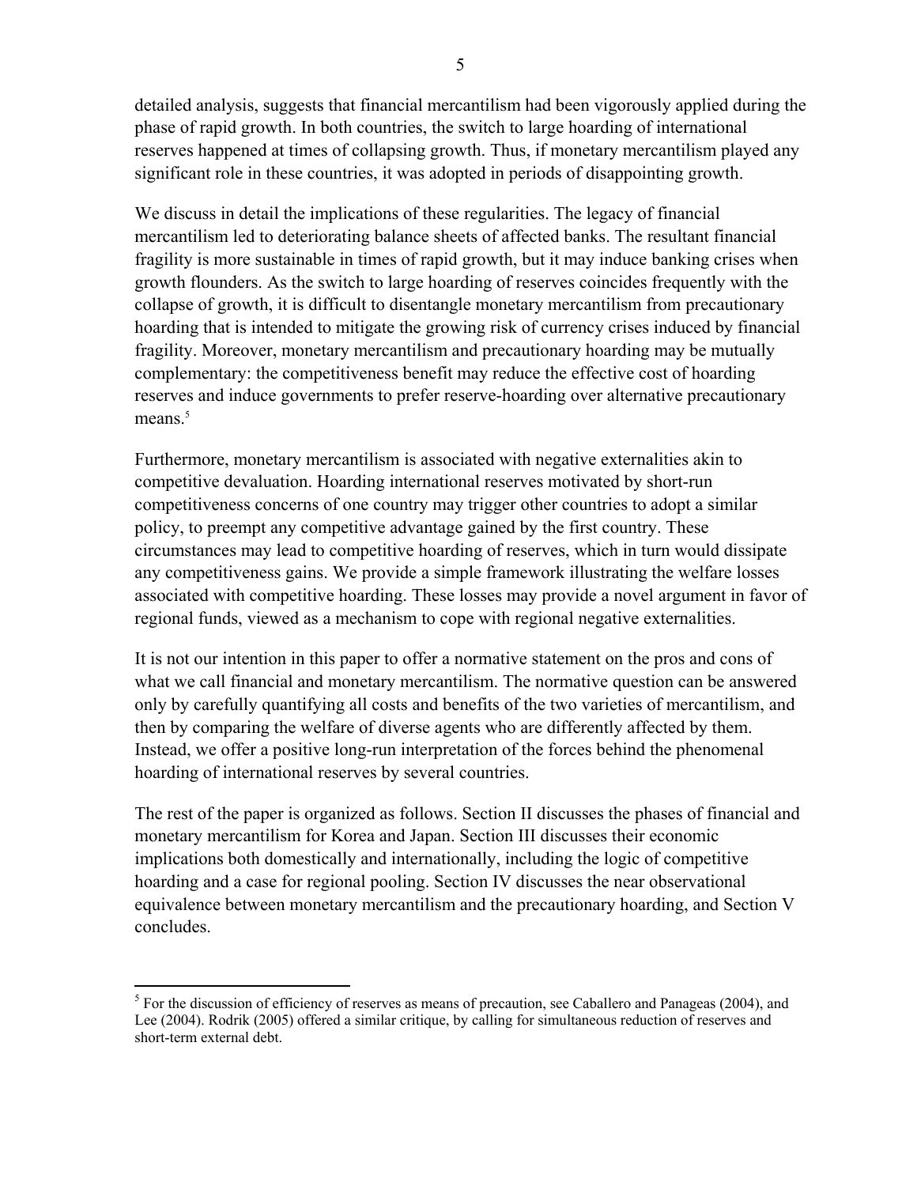detailed analysis, suggests that financial mercantilism had been vigorously applied during the phase of rapid growth. In both countries, the switch to large hoarding of international reserves happened at times of collapsing growth. Thus, if monetary mercantilism played any significant role in these countries, it was adopted in periods of disappointing growth.

We discuss in detail the implications of these regularities. The legacy of financial mercantilism led to deteriorating balance sheets of affected banks. The resultant financial fragility is more sustainable in times of rapid growth, but it may induce banking crises when growth flounders. As the switch to large hoarding of reserves coincides frequently with the collapse of growth, it is difficult to disentangle monetary mercantilism from precautionary hoarding that is intended to mitigate the growing risk of currency crises induced by financial fragility. Moreover, monetary mercantilism and precautionary hoarding may be mutually complementary: the competitiveness benefit may reduce the effective cost of hoarding reserves and induce governments to prefer reserve-hoarding over alternative precautionary means.[5]

Furthermore, monetary mercantilism is associated with negative externalities akin to competitive devaluation. Hoarding international reserves motivated by short-run competitiveness concerns of one country may trigger other countries to adopt a similar policy, to preempt any competitive advantage gained by the first country. These circumstances may lead to competitive hoarding of reserves, which in turn would dissipate any competitiveness gains. We provide a simple framework illustrating the welfare losses associated with competitive hoarding. These losses may provide a novel argument in favor of regional funds, viewed as a mechanism to cope with regional negative externalities.

It is not our intention in this paper to offer a normative statement on the pros and cons of what we call financial and monetary mercantilism. The normative question can be answered only by carefully quantifying all costs and benefits of the two varieties of mercantilism, and then by comparing the welfare of diverse agents who are differently affected by them. Instead, we offer a positive long-run interpretation of the forces behind the phenomenal hoarding of international reserves by several countries.

The rest of the paper is organized as follows. Section II discusses the phases of financial and monetary mercantilism for Korea and Japan. Section III discusses their economic implications both domestically and internationally, including the logic of competitive hoarding and a case for regional pooling. Section IV discusses the near observational equivalence between monetary mercantilism and the precautionary hoarding, and Section V concludes.

[5] For the discussion of efficiency of reserves as means of precaution, see Caballero and Panageas (2004), and Lee (2004). Rodrik (2005) offered a similar critique, by calling for simultaneous reduction of reserves and short-term external debt.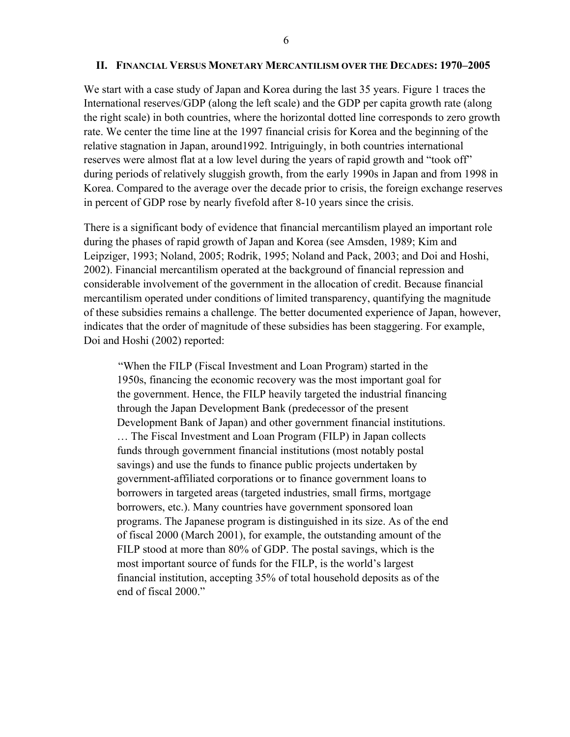## II. Financial Versus Monetary Mercantilism over the Decades: 1970–2005

We start with a case study of Japan and Korea during the last 35 years. Figure 1 traces the International reserves/GDP (along the left scale) and the GDP per capita growth rate (along the right scale) in both countries, where the horizontal dotted line corresponds to zero growth rate. We center the time line at the 1997 financial crisis for Korea and the beginning of the relative stagnation in Japan, around1992. Intriguingly, in both countries international reserves were almost flat at a low level during the years of rapid growth and "took off" during periods of relatively sluggish growth, from the early 1990s in Japan and from 1998 in Korea. Compared to the average over the decade prior to crisis, the foreign exchange reserves in percent of GDP rose by nearly fivefold after 8-10 years since the crisis.

There is a significant body of evidence that financial mercantilism played an important role during the phases of rapid growth of Japan and Korea (see Amsden, 1989; Kim and Leipziger, 1993; Noland, 2005; Rodrik, 1995; Noland and Pack, 2003; and Doi and Hoshi, 2002). Financial mercantilism operated at the background of financial repression and considerable involvement of the government in the allocation of credit. Because financial mercantilism operated under conditions of limited transparency, quantifying the magnitude of these subsidies remains a challenge. The better documented experience of Japan, however, indicates that the order of magnitude of these subsidies has been staggering. For example, Doi and Hoshi (2002) reported:

> "When the FILP (Fiscal Investment and Loan Program) started in the 1950s, financing the economic recovery was the most important goal for the government. Hence, the FILP heavily targeted the industrial financing through the Japan Development Bank (predecessor of the present Development Bank of Japan) and other government financial institutions. … The Fiscal Investment and Loan Program (FILP) in Japan collects funds through government financial institutions (most notably postal savings) and use the funds to finance public projects undertaken by government-affiliated corporations or to finance government loans to borrowers in targeted areas (targeted industries, small firms, mortgage borrowers, etc.). Many countries have government sponsored loan programs. The Japanese program is distinguished in its size. As of the end of fiscal 2000 (March 2001), for example, the outstanding amount of the FILP stood at more than 80% of GDP. The postal savings, which is the most important source of funds for the FILP, is the world's largest financial institution, accepting 35% of total household deposits as of the end of fiscal 2000."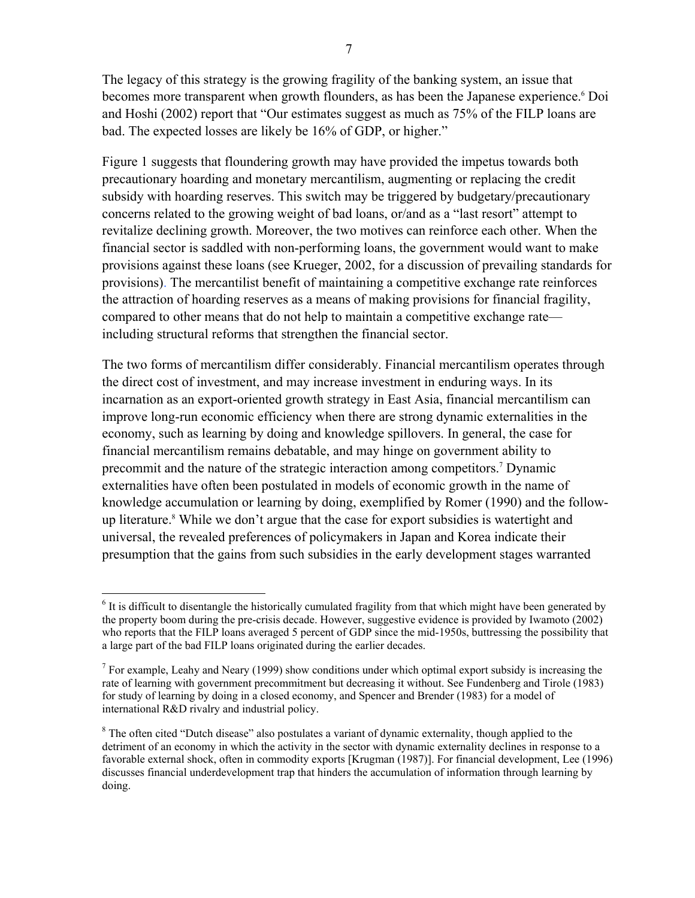The legacy of this strategy is the growing fragility of the banking system, an issue that becomes more transparent when growth flounders, as has been the Japanese experience.[6] Doi and Hoshi (2002) report that "Our estimates suggest as much as 75% of the FILP loans are bad. The expected losses are likely be 16% of GDP, or higher."

Figure 1 suggests that floundering growth may have provided the impetus towards both precautionary hoarding and monetary mercantilism, augmenting or replacing the credit subsidy with hoarding reserves. This switch may be triggered by budgetary/precautionary concerns related to the growing weight of bad loans, or/and as a "last resort" attempt to revitalize declining growth. Moreover, the two motives can reinforce each other. When the financial sector is saddled with non-performing loans, the government would want to make provisions against these loans (see Krueger, 2002, for a discussion of prevailing standards for provisions). The mercantilist benefit of maintaining a competitive exchange rate reinforces the attraction of hoarding reserves as a means of making provisions for financial fragility, compared to other means that do not help to maintain a competitive exchange rate—including structural reforms that strengthen the financial sector.

The two forms of mercantilism differ considerably. Financial mercantilism operates through the direct cost of investment, and may increase investment in enduring ways. In its incarnation as an export-oriented growth strategy in East Asia, financial mercantilism can improve long-run economic efficiency when there are strong dynamic externalities in the economy, such as learning by doing and knowledge spillovers. In general, the case for financial mercantilism remains debatable, and may hinge on government ability to precommit and the nature of the strategic interaction among competitors.[7] Dynamic externalities have often been postulated in models of economic growth in the name of knowledge accumulation or learning by doing, exemplified by Romer (1990) and the follow-up literature.[8] While we don't argue that the case for export subsidies is watertight and universal, the revealed preferences of policymakers in Japan and Korea indicate their presumption that the gains from such subsidies in the early development stages warranted

---

[6] It is difficult to disentangle the historically cumulated fragility from that which might have been generated by the property boom during the pre-crisis decade. However, suggestive evidence is provided by Iwamoto (2002) who reports that the FILP loans averaged 5 percent of GDP since the mid-1950s, buttressing the possibility that a large part of the bad FILP loans originated during the earlier decades.

[7] For example, Leahy and Neary (1999) show conditions under which optimal export subsidy is increasing the rate of learning with government precommitment but decreasing it without. See Fundenberg and Tirole (1983) for study of learning by doing in a closed economy, and Spencer and Brender (1983) for a model of international R&D rivalry and industrial policy.

[8] The often cited "Dutch disease" also postulates a variant of dynamic externality, though applied to the detriment of an economy in which the activity in the sector with dynamic externality declines in response to a favorable external shock, often in commodity exports [Krugman (1987)]. For financial development, Lee (1996) discusses financial underdevelopment trap that hinders the accumulation of information through learning by doing.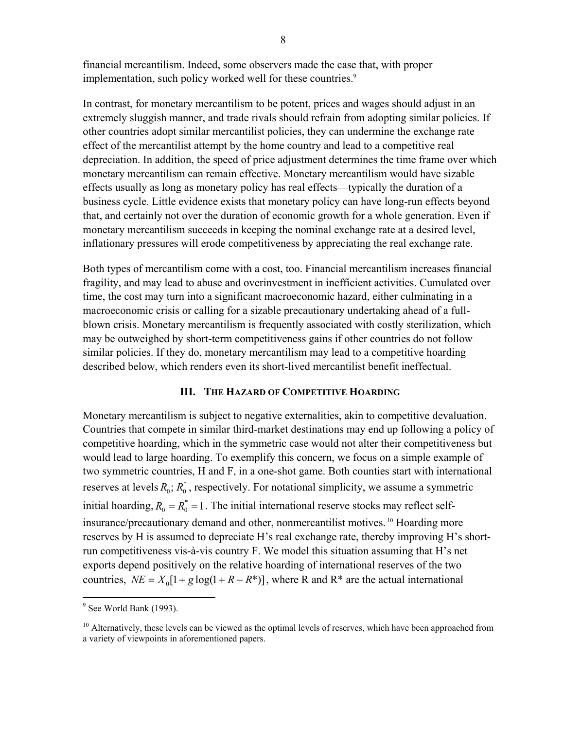financial mercantilism. Indeed, some observers made the case that, with proper implementation, such policy worked well for these countries.[9]

In contrast, for monetary mercantilism to be potent, prices and wages should adjust in an extremely sluggish manner, and trade rivals should refrain from adopting similar policies. If other countries adopt similar mercantilist policies, they can undermine the exchange rate effect of the mercantilist attempt by the home country and lead to a competitive real depreciation. In addition, the speed of price adjustment determines the time frame over which monetary mercantilism can remain effective. Monetary mercantilism would have sizable effects usually as long as monetary policy has real effects—typically the duration of a business cycle. Little evidence exists that monetary policy can have long-run effects beyond that, and certainly not over the duration of economic growth for a whole generation. Even if monetary mercantilism succeeds in keeping the nominal exchange rate at a desired level, inflationary pressures will erode competitiveness by appreciating the real exchange rate.

Both types of mercantilism come with a cost, too. Financial mercantilism increases financial fragility, and may lead to abuse and overinvestment in inefficient activities. Cumulated over time, the cost may turn into a significant macroeconomic hazard, either culminating in a macroeconomic crisis or calling for a sizable precautionary undertaking ahead of a full-blown crisis. Monetary mercantilism is frequently associated with costly sterilization, which may be outweighed by short-term competitiveness gains if other countries do not follow similar policies. If they do, monetary mercantilism may lead to a competitive hoarding described below, which renders even its short-lived mercantilist benefit ineffectual.

## III. The Hazard of Competitive Hoarding

Monetary mercantilism is subject to negative externalities, akin to competitive devaluation. Countries that compete in similar third-market destinations may end up following a policy of competitive hoarding, which in the symmetric case would not alter their competitiveness but would lead to large hoarding. To exemplify this concern, we focus on a simple example of two symmetric countries, H and F, in a one-shot game. Both counties start with international reserves at levels $R_0; R_0^*$, respectively. For notational simplicity, we assume a symmetric initial hoarding, $R_0 = R_0^* = 1$. The initial international reserve stocks may reflect self-insurance/precautionary demand and other, nonmercantilist motives.[10] Hoarding more reserves by H is assumed to depreciate H's real exchange rate, thereby improving H's short-run competitiveness vis-à-vis country F. We model this situation assuming that H's net exports depend positively on the relative hoarding of international reserves of the two countries, $NE = X_0[1 + g\log(1 + R - R^*)]$, where R and R* are the actual international

---

[9] See World Bank (1993).

[10] Alternatively, these levels can be viewed as the optimal levels of reserves, which have been approached from a variety of viewpoints in aforementioned papers.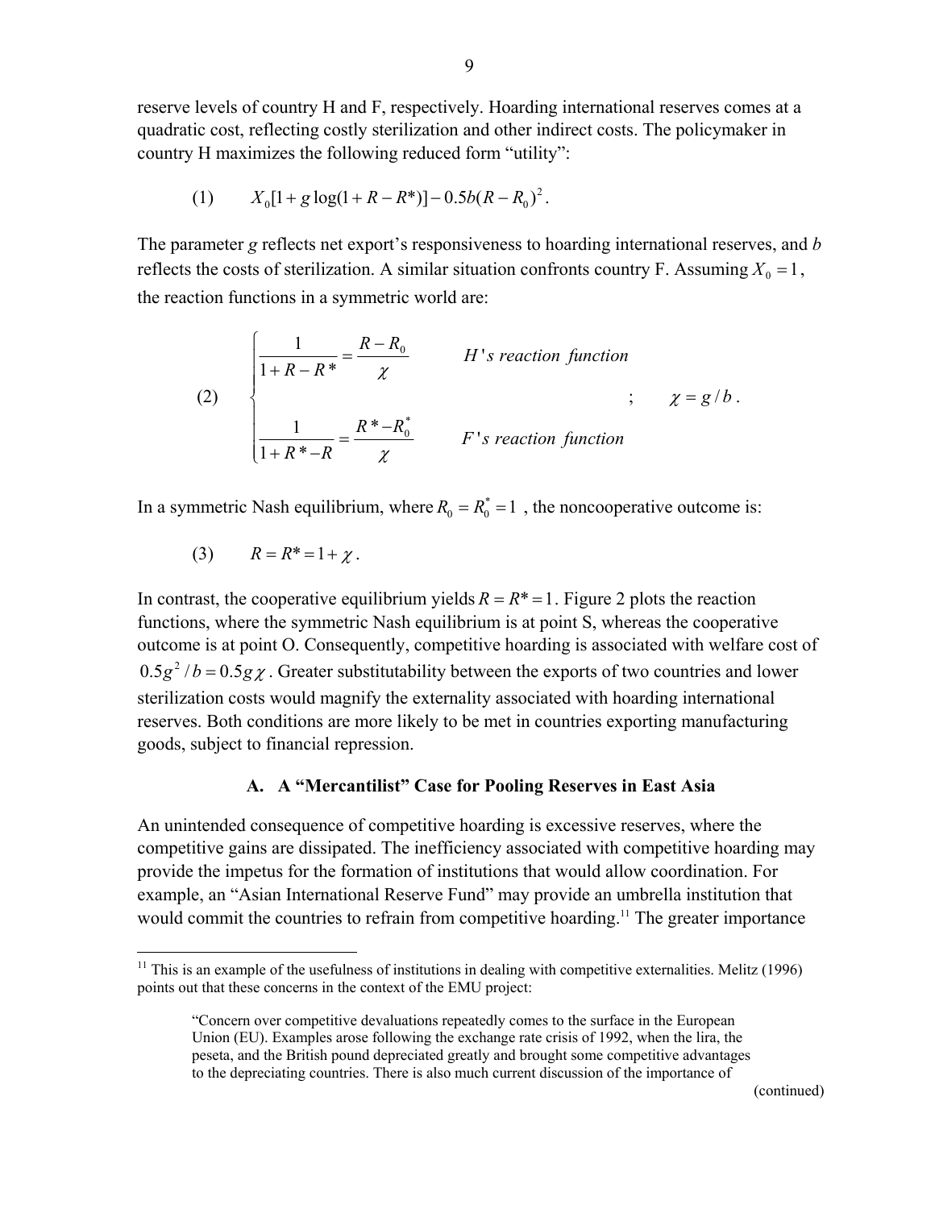reserve levels of country H and F, respectively. Hoarding international reserves comes at a quadratic cost, reflecting costly sterilization and other indirect costs. The policymaker in country H maximizes the following reduced form "utility":

$$(1) \qquad X_0[1 + g\log(1 + R - R^*)] - 0.5b(R - R_0)^2 .$$

The parameter $g$ reflects net export's responsiveness to hoarding international reserves, and $b$ reflects the costs of sterilization. A similar situation confronts country F. Assuming $X_0 = 1$, the reaction functions in a symmetric world are:

$$(2) \qquad \begin{cases} \dfrac{1}{1 + R - R^*} = \dfrac{R - R_0}{\chi} & H\text{'s reaction function} \\ \\ \dfrac{1}{1 + R^* - R} = \dfrac{R^* - R_0^*}{\chi} & F\text{'s reaction function} \end{cases} \qquad ; \qquad \chi = g / b .$$

In a symmetric Nash equilibrium, where $R_0 = R_0^* = 1$ , the noncooperative outcome is:

$$(3) \qquad R = R^* = 1 + \chi .$$

In contrast, the cooperative equilibrium yields $R = R^* = 1$. Figure 2 plots the reaction functions, where the symmetric Nash equilibrium is at point S, whereas the cooperative outcome is at point O. Consequently, competitive hoarding is associated with welfare cost of $0.5g^2 / b = 0.5g\chi$ . Greater substitutability between the exports of two countries and lower sterilization costs would magnify the externality associated with hoarding international reserves. Both conditions are more likely to be met in countries exporting manufacturing goods, subject to financial repression.

### A. A "Mercantilist" Case for Pooling Reserves in East Asia

An unintended consequence of competitive hoarding is excessive reserves, where the competitive gains are dissipated. The inefficiency associated with competitive hoarding may provide the impetus for the formation of institutions that would allow coordination. For example, an "Asian International Reserve Fund" may provide an umbrella institution that would commit the countries to refrain from competitive hoarding.[11] The greater importance

---

[11] This is an example of the usefulness of institutions in dealing with competitive externalities. Melitz (1996) points out that these concerns in the context of the EMU project:

> "Concern over competitive devaluations repeatedly comes to the surface in the European Union (EU). Examples arose following the exchange rate crisis of 1992, when the lira, the peseta, and the British pound depreciated greatly and brought some competitive advantages to the depreciating countries. There is also much current discussion of the importance of

(continued)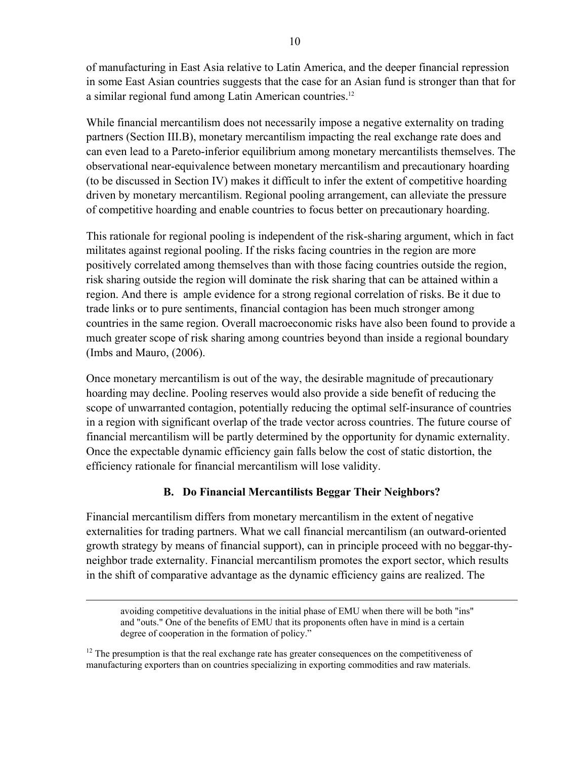of manufacturing in East Asia relative to Latin America, and the deeper financial repression in some East Asian countries suggests that the case for an Asian fund is stronger than that for a similar regional fund among Latin American countries.[12]

While financial mercantilism does not necessarily impose a negative externality on trading partners (Section III.B), monetary mercantilism impacting the real exchange rate does and can even lead to a Pareto-inferior equilibrium among monetary mercantilists themselves. The observational near-equivalence between monetary mercantilism and precautionary hoarding (to be discussed in Section IV) makes it difficult to infer the extent of competitive hoarding driven by monetary mercantilism. Regional pooling arrangement, can alleviate the pressure of competitive hoarding and enable countries to focus better on precautionary hoarding.

This rationale for regional pooling is independent of the risk-sharing argument, which in fact militates against regional pooling. If the risks facing countries in the region are more positively correlated among themselves than with those facing countries outside the region, risk sharing outside the region will dominate the risk sharing that can be attained within a region. And there is ample evidence for a strong regional correlation of risks. Be it due to trade links or to pure sentiments, financial contagion has been much stronger among countries in the same region. Overall macroeconomic risks have also been found to provide a much greater scope of risk sharing among countries beyond than inside a regional boundary (Imbs and Mauro, (2006).

Once monetary mercantilism is out of the way, the desirable magnitude of precautionary hoarding may decline. Pooling reserves would also provide a side benefit of reducing the scope of unwarranted contagion, potentially reducing the optimal self-insurance of countries in a region with significant overlap of the trade vector across countries. The future course of financial mercantilism will be partly determined by the opportunity for dynamic externality. Once the expectable dynamic efficiency gain falls below the cost of static distortion, the efficiency rationale for financial mercantilism will lose validity.

### B. Do Financial Mercantilists Beggar Their Neighbors?

Financial mercantilism differs from monetary mercantilism in the extent of negative externalities for trading partners. What we call financial mercantilism (an outward-oriented growth strategy by means of financial support), can in principle proceed with no beggar-thy-neighbor trade externality. Financial mercantilism promotes the export sector, which results in the shift of comparative advantage as the dynamic efficiency gains are realized. The

---

avoiding competitive devaluations in the initial phase of EMU when there will be both "ins" and "outs." One of the benefits of EMU that its proponents often have in mind is a certain degree of cooperation in the formation of policy."

[12] The presumption is that the real exchange rate has greater consequences on the competitiveness of manufacturing exporters than on countries specializing in exporting commodities and raw materials.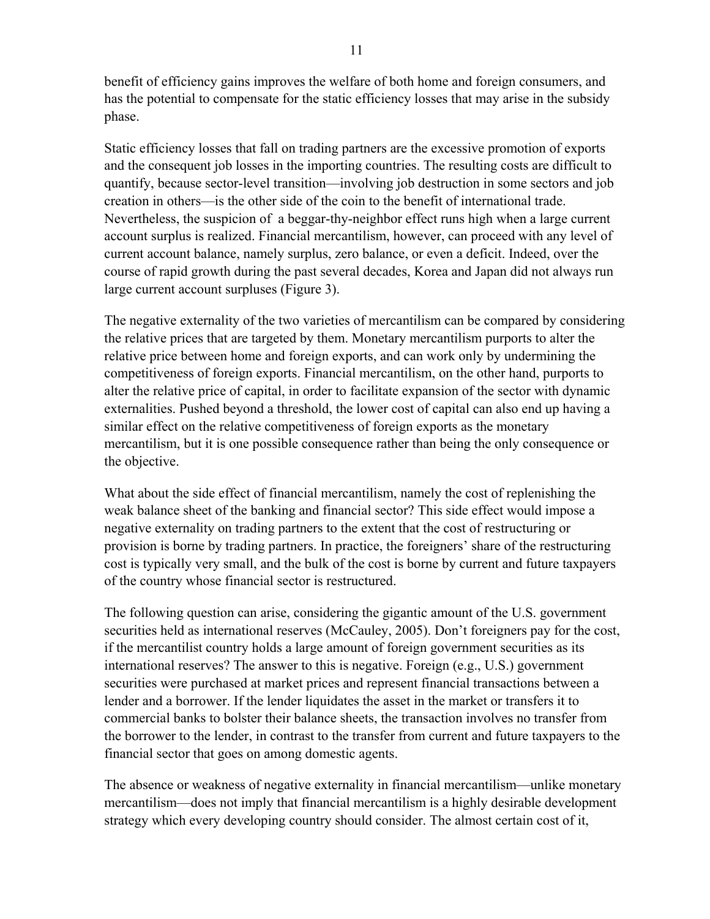benefit of efficiency gains improves the welfare of both home and foreign consumers, and has the potential to compensate for the static efficiency losses that may arise in the subsidy phase.

Static efficiency losses that fall on trading partners are the excessive promotion of exports and the consequent job losses in the importing countries. The resulting costs are difficult to quantify, because sector-level transition—involving job destruction in some sectors and job creation in others—is the other side of the coin to the benefit of international trade. Nevertheless, the suspicion of a beggar-thy-neighbor effect runs high when a large current account surplus is realized. Financial mercantilism, however, can proceed with any level of current account balance, namely surplus, zero balance, or even a deficit. Indeed, over the course of rapid growth during the past several decades, Korea and Japan did not always run large current account surpluses (Figure 3).

The negative externality of the two varieties of mercantilism can be compared by considering the relative prices that are targeted by them. Monetary mercantilism purports to alter the relative price between home and foreign exports, and can work only by undermining the competitiveness of foreign exports. Financial mercantilism, on the other hand, purports to alter the relative price of capital, in order to facilitate expansion of the sector with dynamic externalities. Pushed beyond a threshold, the lower cost of capital can also end up having a similar effect on the relative competitiveness of foreign exports as the monetary mercantilism, but it is one possible consequence rather than being the only consequence or the objective.

What about the side effect of financial mercantilism, namely the cost of replenishing the weak balance sheet of the banking and financial sector? This side effect would impose a negative externality on trading partners to the extent that the cost of restructuring or provision is borne by trading partners. In practice, the foreigners' share of the restructuring cost is typically very small, and the bulk of the cost is borne by current and future taxpayers of the country whose financial sector is restructured.

The following question can arise, considering the gigantic amount of the U.S. government securities held as international reserves (McCauley, 2005). Don't foreigners pay for the cost, if the mercantilist country holds a large amount of foreign government securities as its international reserves? The answer to this is negative. Foreign (e.g., U.S.) government securities were purchased at market prices and represent financial transactions between a lender and a borrower. If the lender liquidates the asset in the market or transfers it to commercial banks to bolster their balance sheets, the transaction involves no transfer from the borrower to the lender, in contrast to the transfer from current and future taxpayers to the financial sector that goes on among domestic agents.

The absence or weakness of negative externality in financial mercantilism—unlike monetary mercantilism—does not imply that financial mercantilism is a highly desirable development strategy which every developing country should consider. The almost certain cost of it,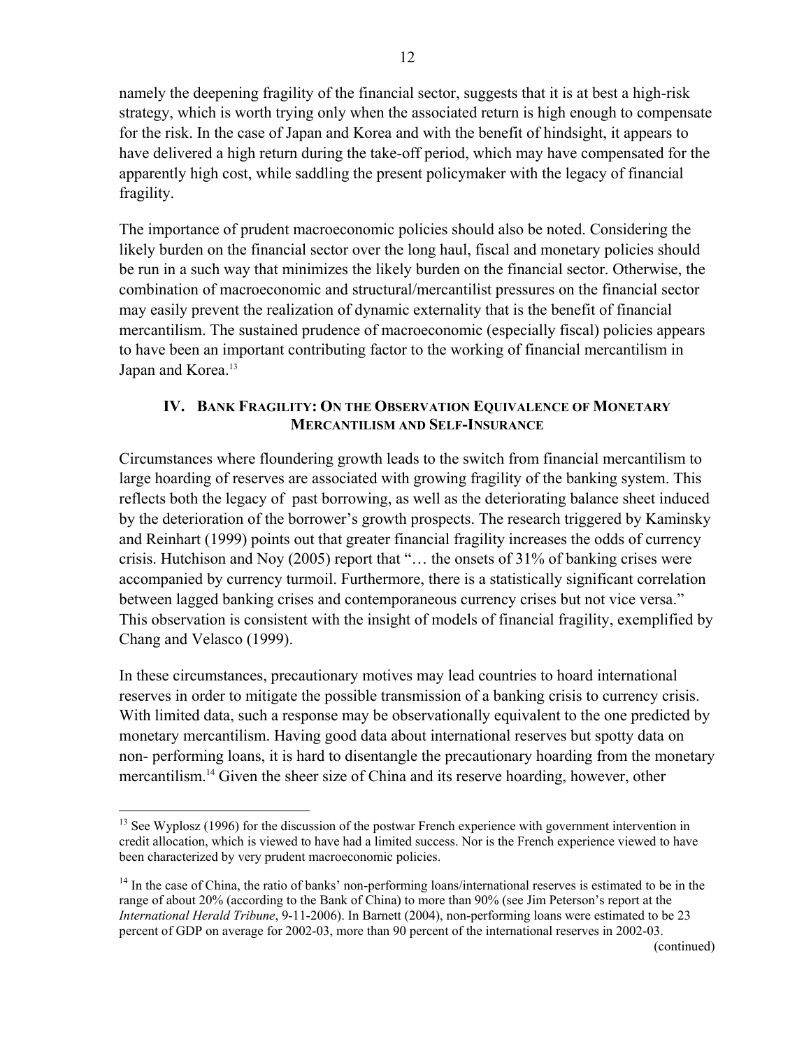namely the deepening fragility of the financial sector, suggests that it is at best a high-risk strategy, which is worth trying only when the associated return is high enough to compensate for the risk. In the case of Japan and Korea and with the benefit of hindsight, it appears to have delivered a high return during the take-off period, which may have compensated for the apparently high cost, while saddling the present policymaker with the legacy of financial fragility.

The importance of prudent macroeconomic policies should also be noted. Considering the likely burden on the financial sector over the long haul, fiscal and monetary policies should be run in a such way that minimizes the likely burden on the financial sector. Otherwise, the combination of macroeconomic and structural/mercantilist pressures on the financial sector may easily prevent the realization of dynamic externality that is the benefit of financial mercantilism. The sustained prudence of macroeconomic (especially fiscal) policies appears to have been an important contributing factor to the working of financial mercantilism in Japan and Korea.[13]

## IV. Bank Fragility: On the Observation Equivalence of Monetary Mercantilism and Self-Insurance

Circumstances where floundering growth leads to the switch from financial mercantilism to large hoarding of reserves are associated with growing fragility of the banking system. This reflects both the legacy of past borrowing, as well as the deteriorating balance sheet induced by the deterioration of the borrower's growth prospects. The research triggered by Kaminsky and Reinhart (1999) points out that greater financial fragility increases the odds of currency crisis. Hutchison and Noy (2005) report that "… the onsets of 31% of banking crises were accompanied by currency turmoil. Furthermore, there is a statistically significant correlation between lagged banking crises and contemporaneous currency crises but not vice versa." This observation is consistent with the insight of models of financial fragility, exemplified by Chang and Velasco (1999).

In these circumstances, precautionary motives may lead countries to hoard international reserves in order to mitigate the possible transmission of a banking crisis to currency crisis. With limited data, such a response may be observationally equivalent to the one predicted by monetary mercantilism. Having good data about international reserves but spotty data on non- performing loans, it is hard to disentangle the precautionary hoarding from the monetary mercantilism.[14] Given the sheer size of China and its reserve hoarding, however, other

---

[13] See Wyplosz (1996) for the discussion of the postwar French experience with government intervention in credit allocation, which is viewed to have had a limited success. Nor is the French experience viewed to have been characterized by very prudent macroeconomic policies.

[14] In the case of China, the ratio of banks' non-performing loans/international reserves is estimated to be in the range of about 20% (according to the Bank of China) to more than 90% (see Jim Peterson's report at the *International Herald Tribune*, 9-11-2006). In Barnett (2004), non-performing loans were estimated to be 23 percent of GDP on average for 2002-03, more than 90 percent of the international reserves in 2002-03.

(continued)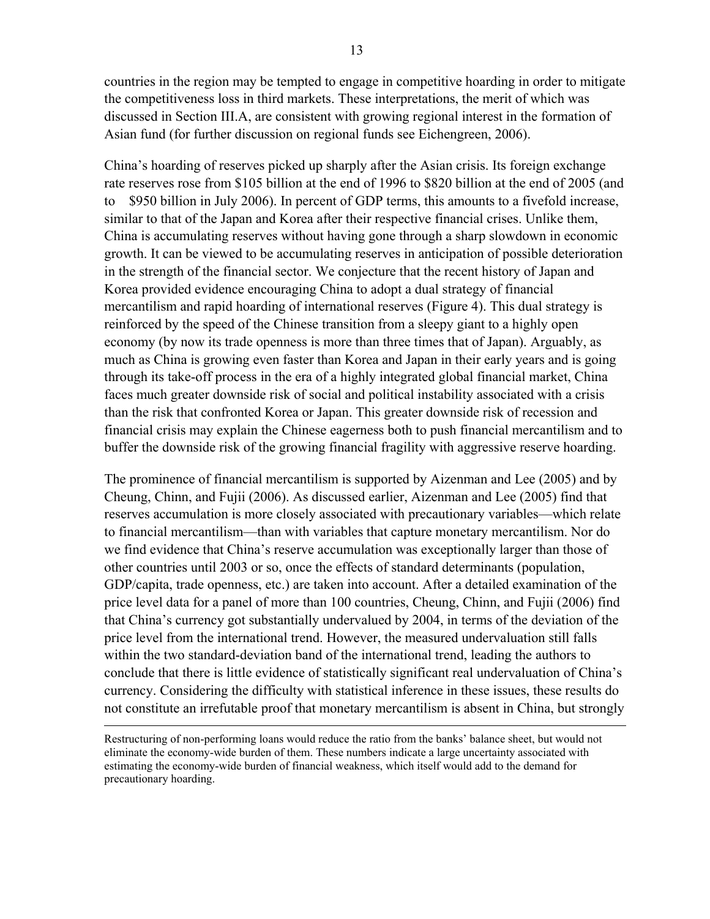countries in the region may be tempted to engage in competitive hoarding in order to mitigate the competitiveness loss in third markets. These interpretations, the merit of which was discussed in Section III.A, are consistent with growing regional interest in the formation of Asian fund (for further discussion on regional funds see Eichengreen, 2006).

China's hoarding of reserves picked up sharply after the Asian crisis. Its foreign exchange rate reserves rose from \$105 billion at the end of 1996 to \$820 billion at the end of 2005 (and to \$950 billion in July 2006). In percent of GDP terms, this amounts to a fivefold increase, similar to that of the Japan and Korea after their respective financial crises. Unlike them, China is accumulating reserves without having gone through a sharp slowdown in economic growth. It can be viewed to be accumulating reserves in anticipation of possible deterioration in the strength of the financial sector. We conjecture that the recent history of Japan and Korea provided evidence encouraging China to adopt a dual strategy of financial mercantilism and rapid hoarding of international reserves (Figure 4). This dual strategy is reinforced by the speed of the Chinese transition from a sleepy giant to a highly open economy (by now its trade openness is more than three times that of Japan). Arguably, as much as China is growing even faster than Korea and Japan in their early years and is going through its take-off process in the era of a highly integrated global financial market, China faces much greater downside risk of social and political instability associated with a crisis than the risk that confronted Korea or Japan. This greater downside risk of recession and financial crisis may explain the Chinese eagerness both to push financial mercantilism and to buffer the downside risk of the growing financial fragility with aggressive reserve hoarding.

The prominence of financial mercantilism is supported by Aizenman and Lee (2005) and by Cheung, Chinn, and Fujii (2006). As discussed earlier, Aizenman and Lee (2005) find that reserves accumulation is more closely associated with precautionary variables—which relate to financial mercantilism—than with variables that capture monetary mercantilism. Nor do we find evidence that China's reserve accumulation was exceptionally larger than those of other countries until 2003 or so, once the effects of standard determinants (population, GDP/capita, trade openness, etc.) are taken into account. After a detailed examination of the price level data for a panel of more than 100 countries, Cheung, Chinn, and Fujii (2006) find that China's currency got substantially undervalued by 2004, in terms of the deviation of the price level from the international trend. However, the measured undervaluation still falls within the two standard-deviation band of the international trend, leading the authors to conclude that there is little evidence of statistically significant real undervaluation of China's currency. Considering the difficulty with statistical inference in these issues, these results do not constitute an irrefutable proof that monetary mercantilism is absent in China, but strongly

---

Restructuring of non-performing loans would reduce the ratio from the banks' balance sheet, but would not eliminate the economy-wide burden of them. These numbers indicate a large uncertainty associated with estimating the economy-wide burden of financial weakness, which itself would add to the demand for precautionary hoarding.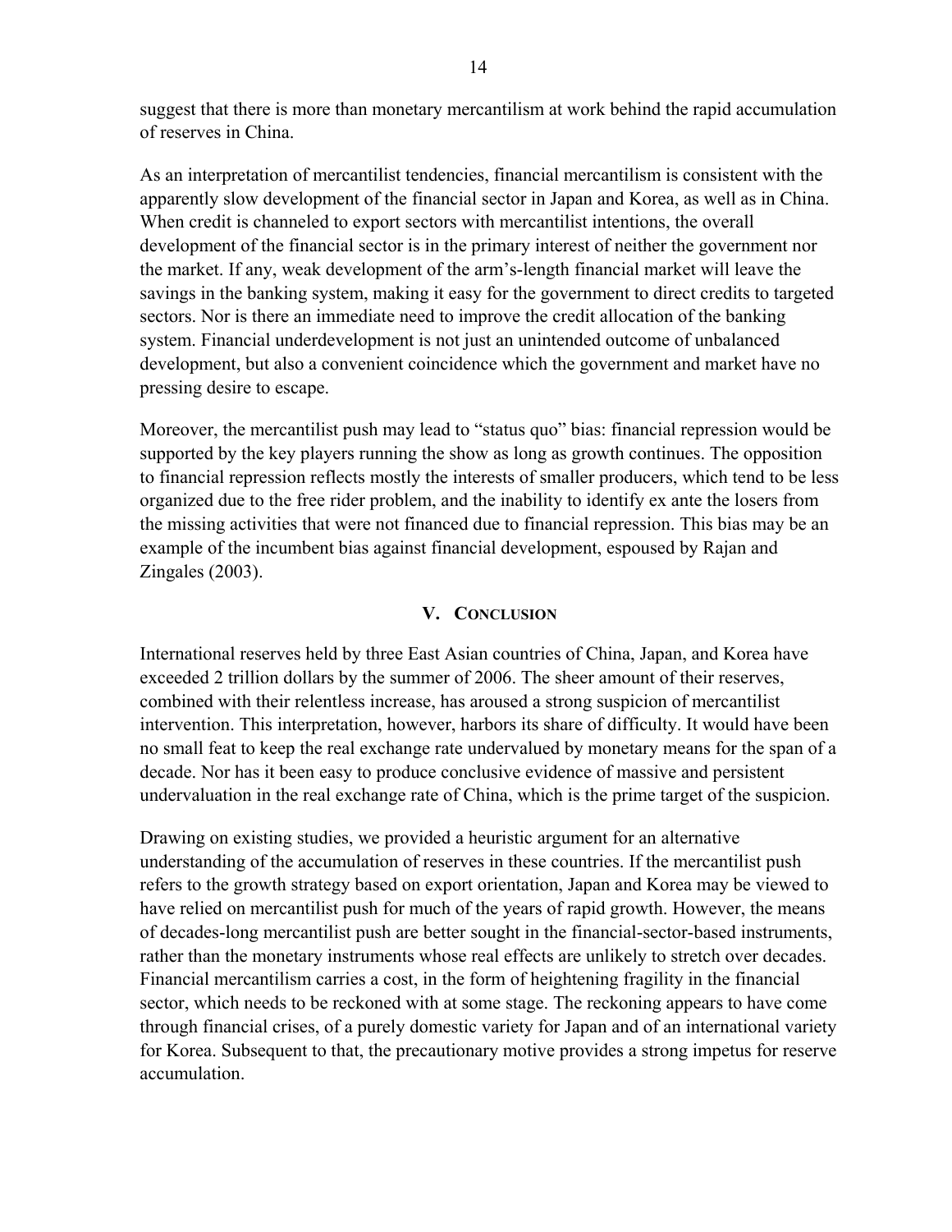suggest that there is more than monetary mercantilism at work behind the rapid accumulation of reserves in China.

As an interpretation of mercantilist tendencies, financial mercantilism is consistent with the apparently slow development of the financial sector in Japan and Korea, as well as in China. When credit is channeled to export sectors with mercantilist intentions, the overall development of the financial sector is in the primary interest of neither the government nor the market. If any, weak development of the arm's-length financial market will leave the savings in the banking system, making it easy for the government to direct credits to targeted sectors. Nor is there an immediate need to improve the credit allocation of the banking system. Financial underdevelopment is not just an unintended outcome of unbalanced development, but also a convenient coincidence which the government and market have no pressing desire to escape.

Moreover, the mercantilist push may lead to "status quo" bias: financial repression would be supported by the key players running the show as long as growth continues. The opposition to financial repression reflects mostly the interests of smaller producers, which tend to be less organized due to the free rider problem, and the inability to identify ex ante the losers from the missing activities that were not financed due to financial repression. This bias may be an example of the incumbent bias against financial development, espoused by Rajan and Zingales (2003).

## V. Conclusion

International reserves held by three East Asian countries of China, Japan, and Korea have exceeded 2 trillion dollars by the summer of 2006. The sheer amount of their reserves, combined with their relentless increase, has aroused a strong suspicion of mercantilist intervention. This interpretation, however, harbors its share of difficulty. It would have been no small feat to keep the real exchange rate undervalued by monetary means for the span of a decade. Nor has it been easy to produce conclusive evidence of massive and persistent undervaluation in the real exchange rate of China, which is the prime target of the suspicion.

Drawing on existing studies, we provided a heuristic argument for an alternative understanding of the accumulation of reserves in these countries. If the mercantilist push refers to the growth strategy based on export orientation, Japan and Korea may be viewed to have relied on mercantilist push for much of the years of rapid growth. However, the means of decades-long mercantilist push are better sought in the financial-sector-based instruments, rather than the monetary instruments whose real effects are unlikely to stretch over decades. Financial mercantilism carries a cost, in the form of heightening fragility in the financial sector, which needs to be reckoned with at some stage. The reckoning appears to have come through financial crises, of a purely domestic variety for Japan and of an international variety for Korea. Subsequent to that, the precautionary motive provides a strong impetus for reserve accumulation.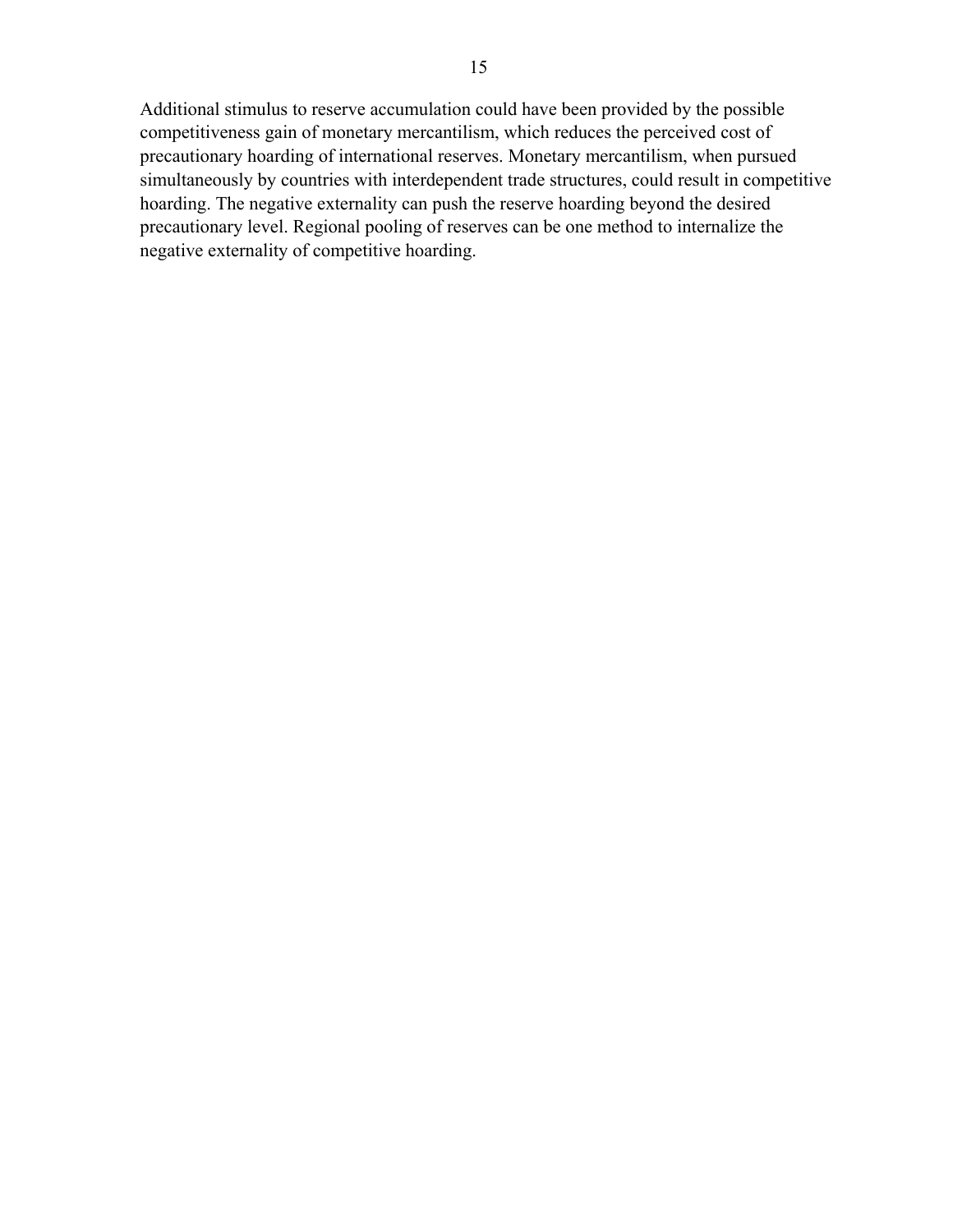Additional stimulus to reserve accumulation could have been provided by the possible competitiveness gain of monetary mercantilism, which reduces the perceived cost of precautionary hoarding of international reserves. Monetary mercantilism, when pursued simultaneously by countries with interdependent trade structures, could result in competitive hoarding. The negative externality can push the reserve hoarding beyond the desired precautionary level. Regional pooling of reserves can be one method to internalize the negative externality of competitive hoarding.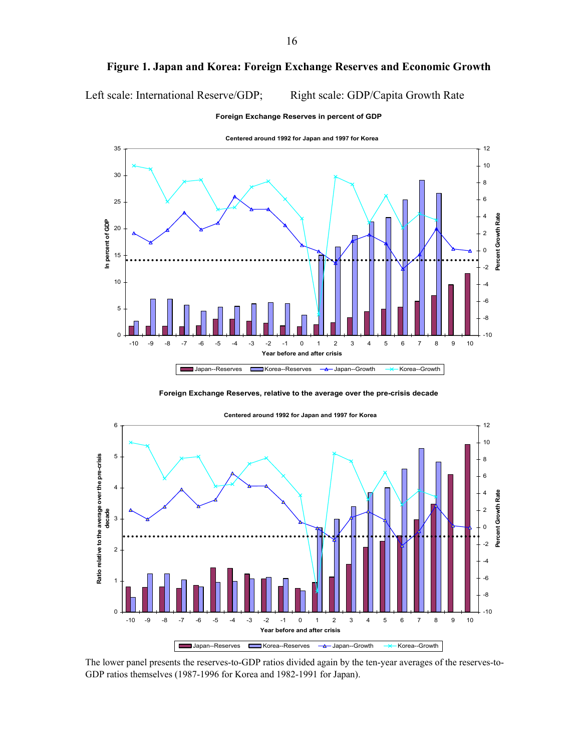## Figure 1. Japan and Korea: Foreign Exchange Reserves and Economic Growth

Left scale: International Reserve/GDP; Right scale: GDP/Capita Growth Rate

**Foreign Exchange Reserves in percent of GDP**

Centered around 1992 for Japan and 1997 for Korea

**Foreign Exchange Reserves, relative to the average over the pre-crisis decade**

Centered around 1992 for Japan and 1997 for Korea

The lower panel presents the reserves-to-GDP ratios divided again by the ten-year averages of the reserves-to-GDP ratios themselves (1987-1996 for Korea and 1982-1991 for Japan).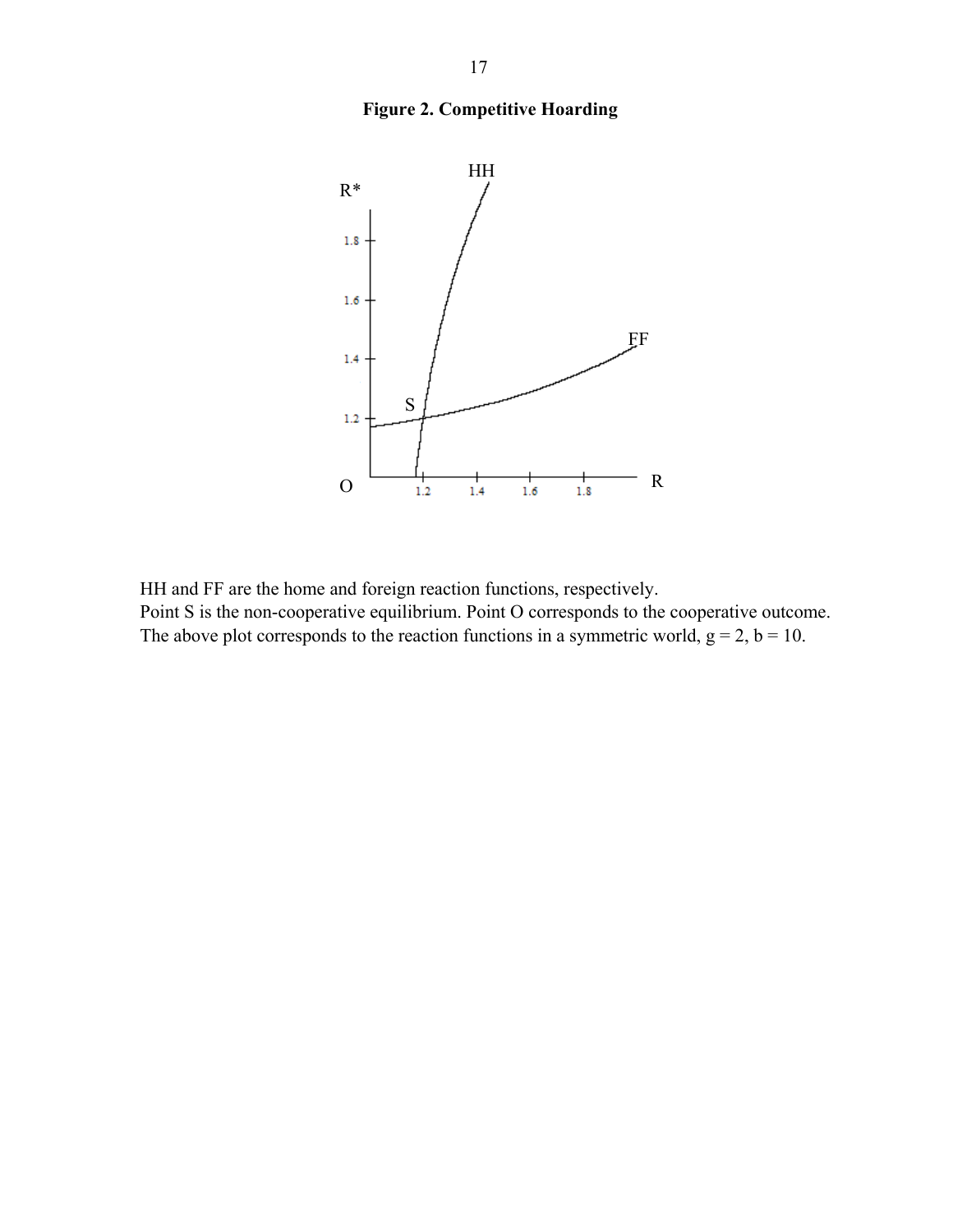**Figure 2. Competitive Hoarding**

HH and FF are the home and foreign reaction functions, respectively.
Point S is the non-cooperative equilibrium. Point O corresponds to the cooperative outcome.
The above plot corresponds to the reaction functions in a symmetric world, $g = 2$, $b = 10$.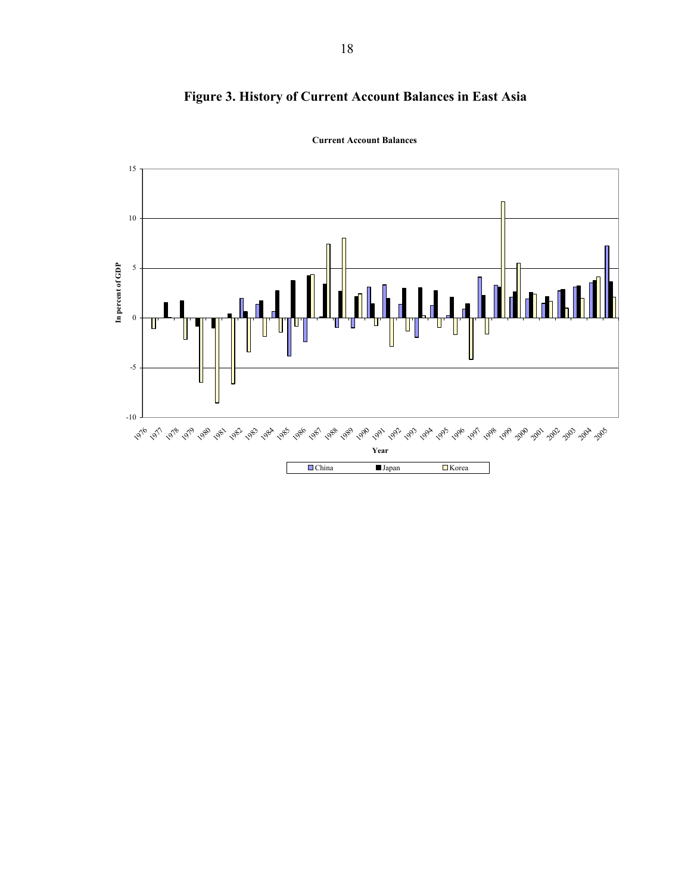# Figure 3. History of Current Account Balances in East Asia

**Current Account Balances**

In percent of GDP

Year

China, Japan, Korea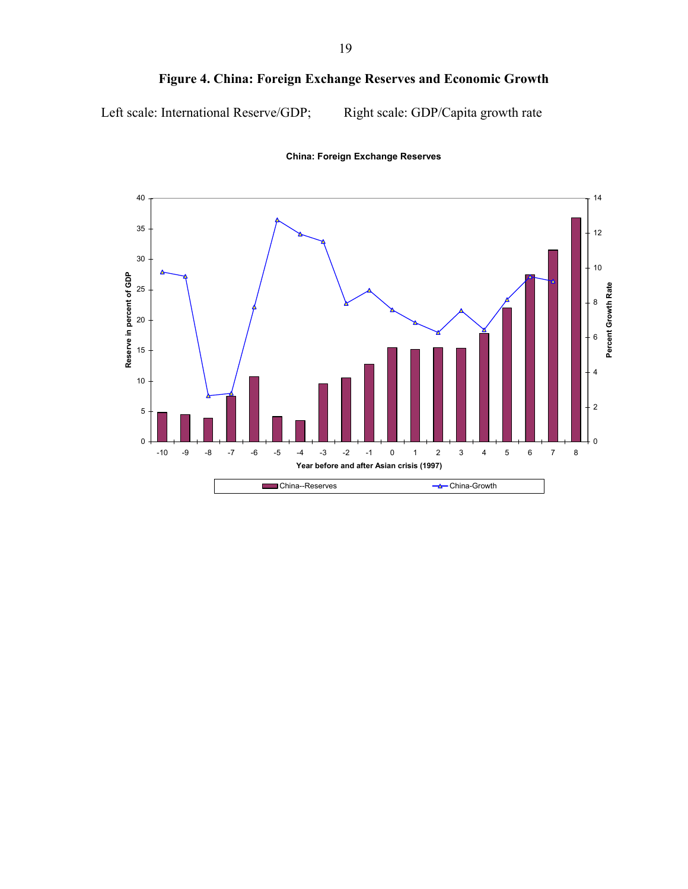**Figure 4. China: Foreign Exchange Reserves and Economic Growth**

Left scale: International Reserve/GDP; Right scale: GDP/Capita growth rate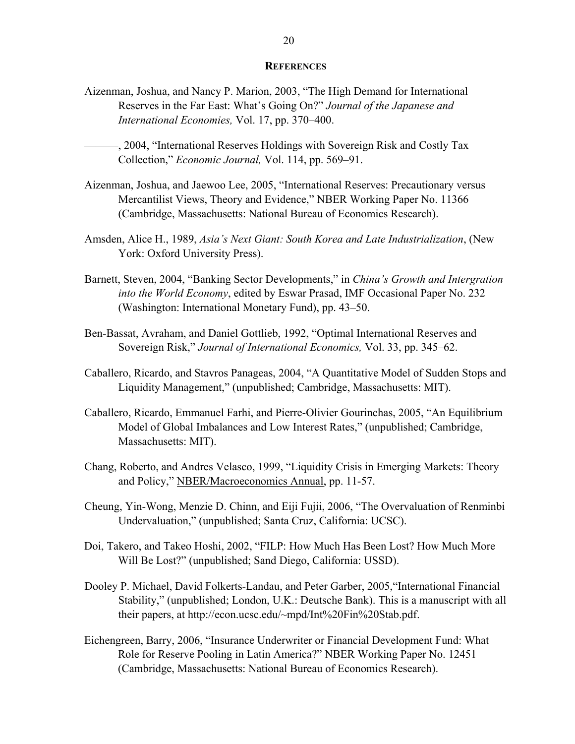## REFERENCES

Aizenman, Joshua, and Nancy P. Marion, 2003, "The High Demand for International Reserves in the Far East: What's Going On?" *Journal of the Japanese and International Economies,* Vol. 17, pp. 370–400.

———, 2004, "International Reserves Holdings with Sovereign Risk and Costly Tax Collection," *Economic Journal,* Vol. 114, pp. 569–91.

Aizenman, Joshua, and Jaewoo Lee, 2005, "International Reserves: Precautionary versus Mercantilist Views, Theory and Evidence," NBER Working Paper No. 11366 (Cambridge, Massachusetts: National Bureau of Economics Research).

Amsden, Alice H., 1989, *Asia's Next Giant: South Korea and Late Industrialization*, (New York: Oxford University Press).

Barnett, Steven, 2004, "Banking Sector Developments," in *China's Growth and Intergration into the World Economy*, edited by Eswar Prasad, IMF Occasional Paper No. 232 (Washington: International Monetary Fund), pp. 43–50.

Ben-Bassat, Avraham, and Daniel Gottlieb, 1992, "Optimal International Reserves and Sovereign Risk," *Journal of International Economics,* Vol. 33, pp. 345–62.

Caballero, Ricardo, and Stavros Panageas, 2004, "A Quantitative Model of Sudden Stops and Liquidity Management," (unpublished; Cambridge, Massachusetts: MIT).

Caballero, Ricardo, Emmanuel Farhi, and Pierre-Olivier Gourinchas, 2005, "An Equilibrium Model of Global Imbalances and Low Interest Rates," (unpublished; Cambridge, Massachusetts: MIT).

Chang, Roberto, and Andres Velasco, 1999, "Liquidity Crisis in Emerging Markets: Theory and Policy," NBER/Macroeconomics Annual, pp. 11-57.

Cheung, Yin-Wong, Menzie D. Chinn, and Eiji Fujii, 2006, "The Overvaluation of Renminbi Undervaluation," (unpublished; Santa Cruz, California: UCSC).

Doi, Takero, and Takeo Hoshi, 2002, "FILP: How Much Has Been Lost? How Much More Will Be Lost?" (unpublished; Sand Diego, California: USSD).

Dooley P. Michael, David Folkerts-Landau, and Peter Garber, 2005,"International Financial Stability," (unpublished; London, U.K.: Deutsche Bank). This is a manuscript with all their papers, at http://econ.ucsc.edu/~mpd/Int%20Fin%20Stab.pdf.

Eichengreen, Barry, 2006, "Insurance Underwriter or Financial Development Fund: What Role for Reserve Pooling in Latin America?" NBER Working Paper No. 12451 (Cambridge, Massachusetts: National Bureau of Economics Research).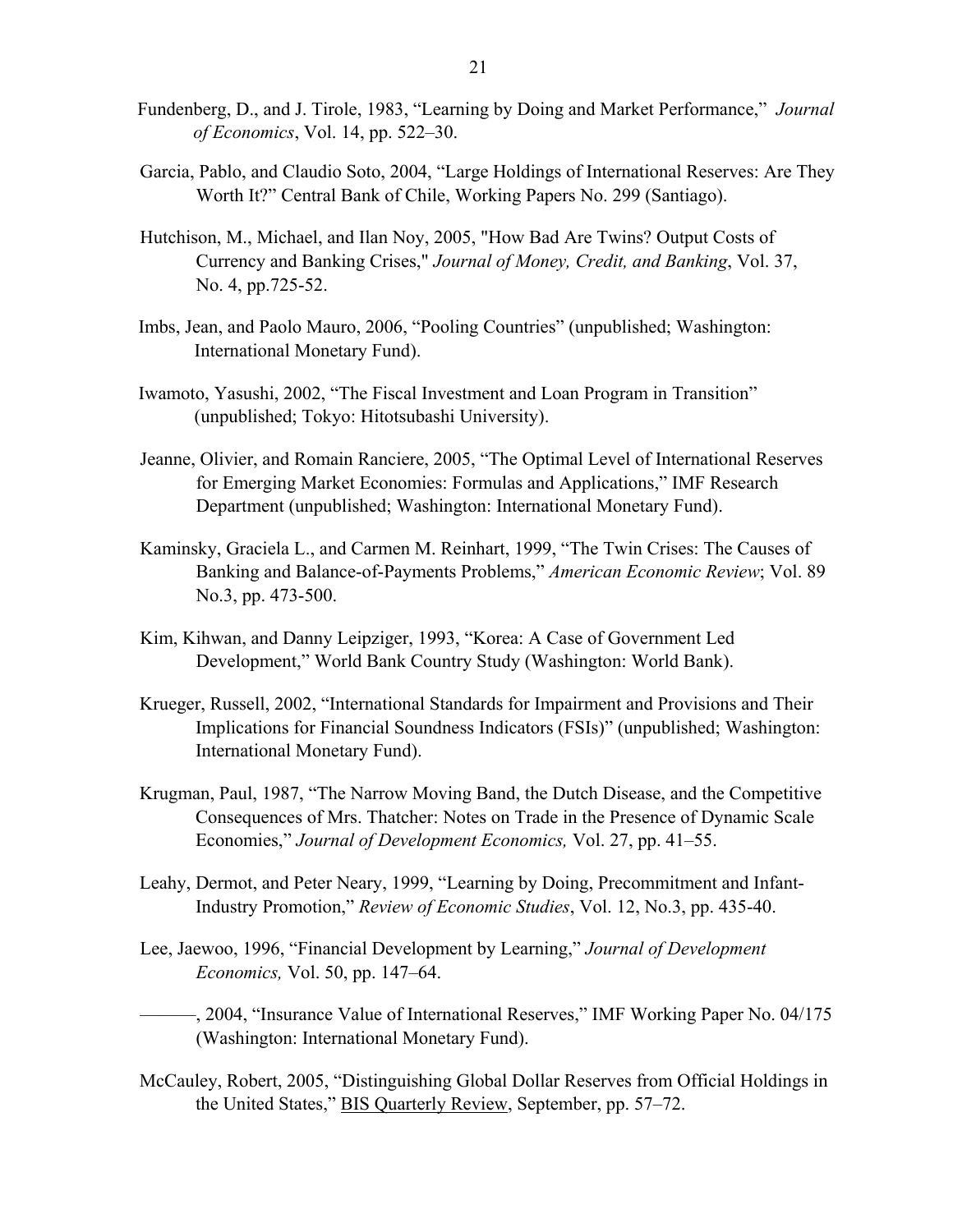Fundenberg, D., and J. Tirole, 1983, “Learning by Doing and Market Performance,” *Journal of Economics*, Vol. 14, pp. 522–30.

Garcia, Pablo, and Claudio Soto, 2004, “Large Holdings of International Reserves: Are They Worth It?” Central Bank of Chile, Working Papers No. 299 (Santiago).

Hutchison, M., Michael, and Ilan Noy, 2005, "How Bad Are Twins? Output Costs of Currency and Banking Crises," *Journal of Money, Credit, and Banking*, Vol. 37, No. 4, pp.725-52.

Imbs, Jean, and Paolo Mauro, 2006, “Pooling Countries” (unpublished; Washington: International Monetary Fund).

Iwamoto, Yasushi, 2002, “The Fiscal Investment and Loan Program in Transition” (unpublished; Tokyo: Hitotsubashi University).

Jeanne, Olivier, and Romain Ranciere, 2005, “The Optimal Level of International Reserves for Emerging Market Economies: Formulas and Applications,” IMF Research Department (unpublished; Washington: International Monetary Fund).

Kaminsky, Graciela L., and Carmen M. Reinhart, 1999, “The Twin Crises: The Causes of Banking and Balance-of-Payments Problems,” *American Economic Review*; Vol. 89 No.3, pp. 473-500.

Kim, Kihwan, and Danny Leipziger, 1993, “Korea: A Case of Government Led Development,” World Bank Country Study (Washington: World Bank).

Krueger, Russell, 2002, “International Standards for Impairment and Provisions and Their Implications for Financial Soundness Indicators (FSIs)” (unpublished; Washington: International Monetary Fund).

Krugman, Paul, 1987, “The Narrow Moving Band, the Dutch Disease, and the Competitive Consequences of Mrs. Thatcher: Notes on Trade in the Presence of Dynamic Scale Economies,” *Journal of Development Economics,* Vol. 27, pp. 41–55.

Leahy, Dermot, and Peter Neary, 1999, “Learning by Doing, Precommitment and Infant-Industry Promotion,” *Review of Economic Studies*, Vol. 12, No.3, pp. 435-40.

Lee, Jaewoo, 1996, “Financial Development by Learning,” *Journal of Development Economics,* Vol. 50, pp. 147–64.

———, 2004, “Insurance Value of International Reserves,” IMF Working Paper No. 04/175 (Washington: International Monetary Fund).

McCauley, Robert, 2005, “Distinguishing Global Dollar Reserves from Official Holdings in the United States,” BIS Quarterly Review, September, pp. 57–72.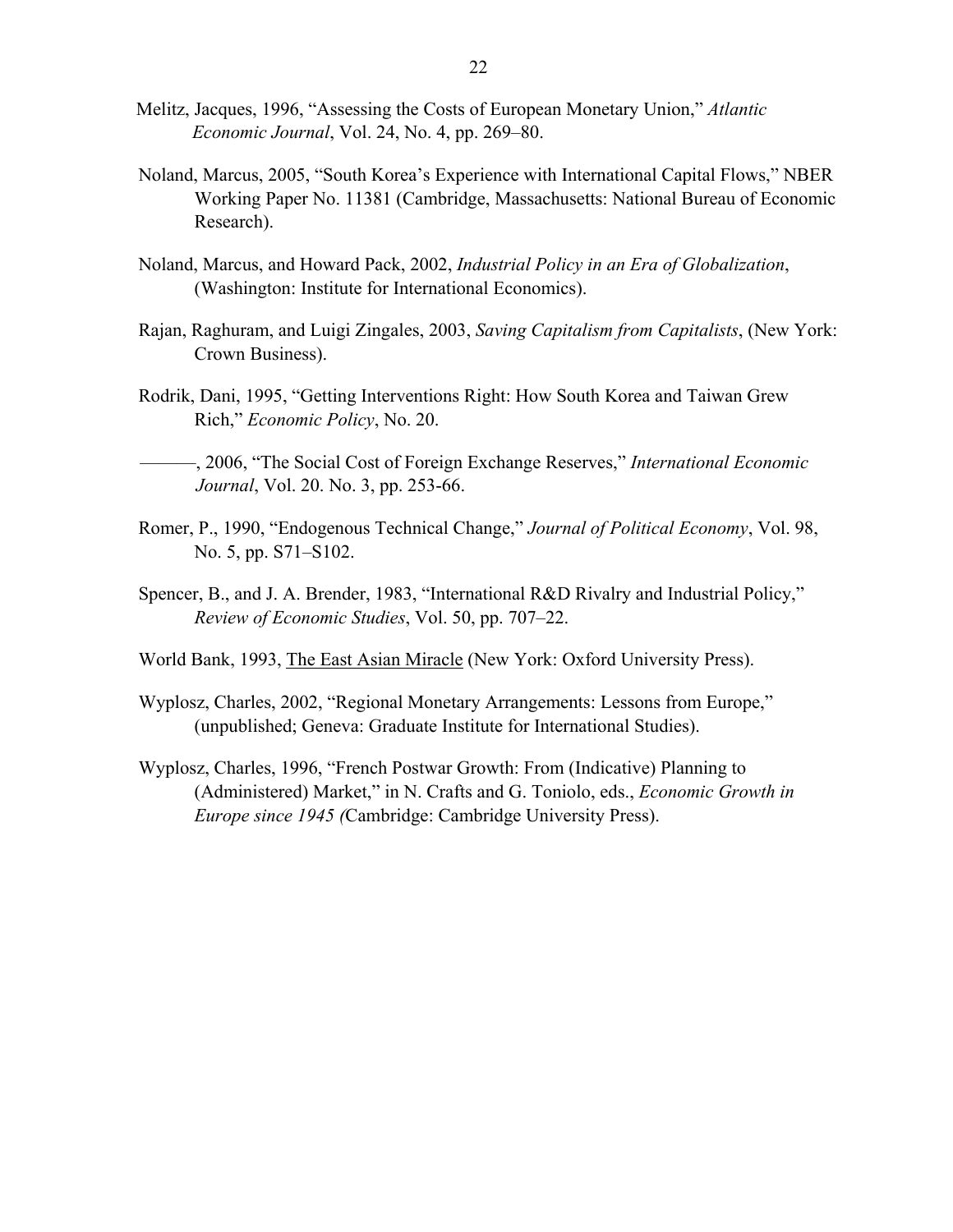Melitz, Jacques, 1996, "Assessing the Costs of European Monetary Union," *Atlantic Economic Journal*, Vol. 24, No. 4, pp. 269–80.

Noland, Marcus, 2005, "South Korea's Experience with International Capital Flows," NBER Working Paper No. 11381 (Cambridge, Massachusetts: National Bureau of Economic Research).

Noland, Marcus, and Howard Pack, 2002, *Industrial Policy in an Era of Globalization*, (Washington: Institute for International Economics).

Rajan, Raghuram, and Luigi Zingales, 2003, *Saving Capitalism from Capitalists*, (New York: Crown Business).

Rodrik, Dani, 1995, "Getting Interventions Right: How South Korea and Taiwan Grew Rich," *Economic Policy*, No. 20.

———, 2006, "The Social Cost of Foreign Exchange Reserves," *International Economic Journal*, Vol. 20. No. 3, pp. 253-66.

Romer, P., 1990, "Endogenous Technical Change," *Journal of Political Economy*, Vol. 98, No. 5, pp. S71–S102.

Spencer, B., and J. A. Brender, 1983, "International R&D Rivalry and Industrial Policy," *Review of Economic Studies*, Vol. 50, pp. 707–22.

World Bank, 1993, The East Asian Miracle (New York: Oxford University Press).

Wyplosz, Charles, 2002, "Regional Monetary Arrangements: Lessons from Europe," (unpublished; Geneva: Graduate Institute for International Studies).

Wyplosz, Charles, 1996, "French Postwar Growth: From (Indicative) Planning to (Administered) Market," in N. Crafts and G. Toniolo, eds., *Economic Growth in Europe since 1945 (*Cambridge: Cambridge University Press).